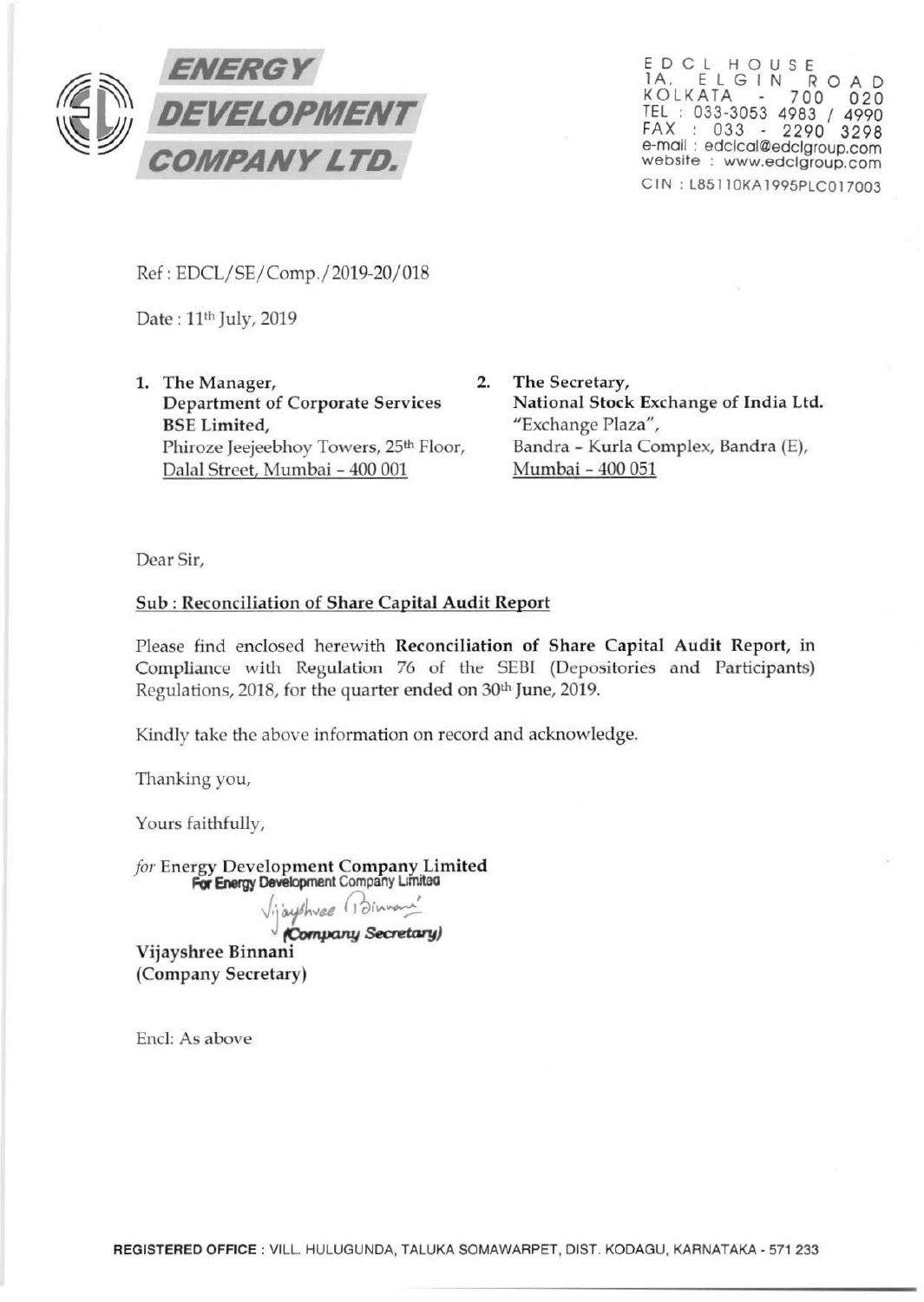# ENERGY DEVELOPMENT COMPANY LTD.

EDCL HOUSE
1A, ELGIN ROAD
KOLKATA - 700 020
TEL : 033-3053 4983 / 4990
FAX : 033 - 2290 3298
e-mail : edclcal@edclgroup.com
website : www.edclgroup.com
CIN : L85110KA1995PLC017003

Ref : EDCL/SE/Comp./2019-20/018

Date : 11th July, 2019

1. The Manager,
   **Department of Corporate Services**
   **BSE Limited,**
   Phiroze Jeejeebhoy Towers, 25th Floor,
   Dalal Street, Mumbai - 400 001

2. **The Secretary,**
   **National Stock Exchange of India Ltd.**
   "Exchange Plaza",
   Bandra - Kurla Complex, Bandra (E),
   Mumbai - 400 051

Dear Sir,

**Sub : Reconciliation of Share Capital Audit Report**

Please find enclosed herewith **Reconciliation of Share Capital Audit Report,** in Compliance with Regulation 76 of the SEBI (Depositories and Participants) Regulations, 2018, for the quarter ended on 30th June, 2019.

Kindly take the above information on record and acknowledge.

Thanking you,

Yours faithfully,

*for* Energy Development Company Limited
For Energy Development Company Limited

Vijayshree Binnani
(Company Secretary)

**Vijayshree Binnani**
**(Company Secretary)**

Encl: As above

**REGISTERED OFFICE** : VILL. HULUGUNDA, TALUKA SOMAWARPET, DIST. KODAGU, KARNATAKA - 571 233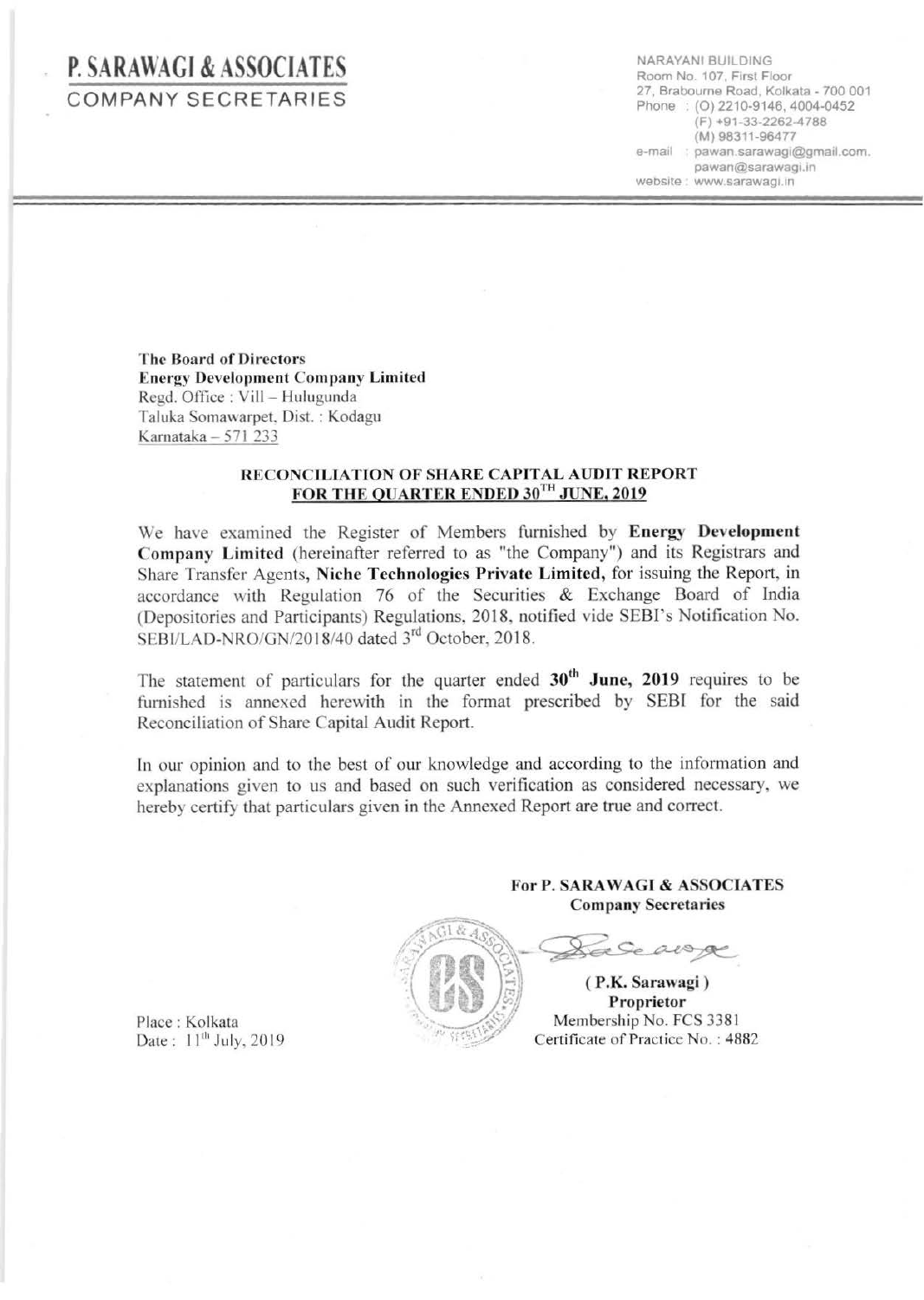# P. SARAWAGI & ASSOCIATES

## COMPANY SECRETARIES

NARAYANI BUILDING
Room No. 107, First Floor
27, Brabourne Road, Kolkata - 700 001
Phone : (O) 2210-9146, 4004-0452
(F) +91-33-2262-4788
(M) 98311-96477
e-mail : pawan.sarawagi@gmail.com, pawan@sarawagi.in
website : www.sarawagi.in

**The Board of Directors**
**Energy Development Company Limited**
Regd. Office : Vill – Hulugunda
Taluka Somawarpet, Dist. : Kodagu
Karnataka – 571 233

**RECONCILIATION OF SHARE CAPITAL AUDIT REPORT**
**FOR THE QUARTER ENDED 30TH JUNE, 2019**

We have examined the Register of Members furnished by **Energy Development Company Limited** (hereinafter referred to as "the Company") and its Registrars and Share Transfer Agents, **Niche Technologies Private Limited,** for issuing the Report, in accordance with Regulation 76 of the Securities & Exchange Board of India (Depositories and Participants) Regulations, 2018, notified vide SEBI's Notification No. SEBI/LAD-NRO/GN/2018/40 dated 3rd October, 2018.

The statement of particulars for the quarter ended **30th June, 2019** requires to be furnished is annexed herewith in the format prescribed by SEBI for the said Reconciliation of Share Capital Audit Report.

In our opinion and to the best of our knowledge and according to the information and explanations given to us and based on such verification as considered necessary, we hereby certify that particulars given in the Annexed Report are true and correct.

**For P. SARAWAGI & ASSOCIATES**
**Company Secretaries**

**( P.K. Sarawagi )**
**Proprietor**
Membership No. FCS 3381
Certificate of Practice No. : 4882

Place : Kolkata
Date : 11th July, 2019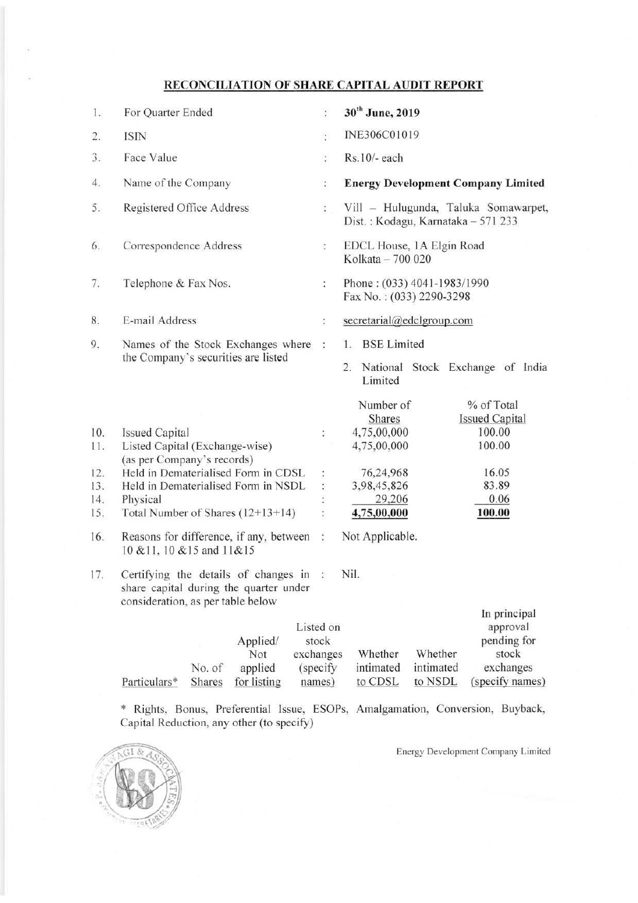## RECONCILIATION OF SHARE CAPITAL AUDIT REPORT

| | | | | |
|---|---|---|---|---|
| 1. | For Quarter Ended | : | **30th June, 2019** | |
| 2. | ISIN | : | INE306C01019 | |
| 3. | Face Value | : | Rs.10/- each | |
| 4. | Name of the Company | : | **Energy Development Company Limited** | |
| 5. | Registered Office Address | : | Vill – Hulugunda, Taluka Somawarpet, Dist. : Kodagu, Karnataka – 571 233 | |
| 6. | Correspondence Address | : | EDCL House, 1A Elgin Road Kolkata – 700 020 | |
| 7. | Telephone & Fax Nos. | : | Phone : (033) 4041-1983/1990 Fax No. : (033) 2290-3298 | |
| 8. | E-mail Address | : | secretarial@edclgroup.com | |
| 9. | Names of the Stock Exchanges where the Company's securities are listed | : | 1. BSE Limited<br>2. National Stock Exchange of India Limited | |
| | | | Number of Shares | % of Total Issued Capital |
| 10. | Issued Capital | : | 4,75,00,000 | 100.00 |
| 11. | Listed Capital (Exchange-wise) (as per Company's records) | | 4,75,00,000 | 100.00 |
| 12. | Held in Dematerialised Form in CDSL | : | 76,24,968 | 16.05 |
| 13. | Held in Dematerialised Form in NSDL | : | 3,98,45,826 | 83.89 |
| 14. | Physical | : | 29,206 | 0.06 |
| 15. | Total Number of Shares (12+13+14) | : | **4,75,00,000** | **100.00** |
| 16. | Reasons for difference, if any, between 10 &11, 10 &15 and 11&15 | : | Not Applicable. | |
| 17. | Certifying the details of changes in share capital during the quarter under consideration, as per table below | : | Nil. | |

| Particulars* | No. of Shares | Applied/ Not applied for listing | Listed on stock exchanges (specify names) | Whether intimated to CDSL | Whether intimated to NSDL | In principal approval pending for stock exchanges (specify names) |
|---|---|---|---|---|---|---|

\* Rights, Bonus, Preferential Issue, ESOPs, Amalgamation, Conversion, Buyback, Capital Reduction, any other (to specify)

Energy Development Company Limited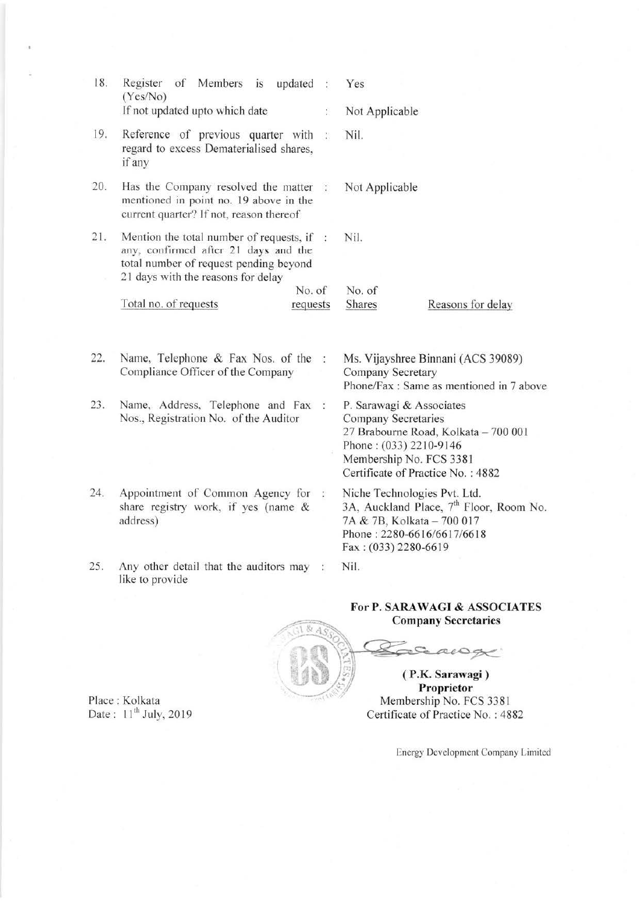| | | | |
|---|---|---|---|
| 18. | Register of Members is updated (Yes/No) | : | Yes |
| | If not updated upto which date | : | Not Applicable |
| 19. | Reference of previous quarter with regard to excess Dematerialised shares, if any | : | Nil. |
| 20. | Has the Company resolved the matter mentioned in point no. 19 above in the current quarter? If not, reason thereof | : | Not Applicable |
| 21. | Mention the total number of requests, if any, confirmed after 21 days and the total number of request pending beyond 21 days with the reasons for delay | : | Nil. |

| Total no. of requests | No. of requests | No. of Shares | Reasons for delay |
|---|---|---|---|
| | | | |

| | | | |
|---|---|---|---|
| 22. | Name, Telephone & Fax Nos. of the Compliance Officer of the Company | : | Ms. Vijayshree Binnani (ACS 39089)<br>Company Secretary<br>Phone/Fax : Same as mentioned in 7 above |
| 23. | Name, Address, Telephone and Fax Nos., Registration No. of the Auditor | : | P. Sarawagi & Associates<br>Company Secretaries<br>27 Brabourne Road, Kolkata – 700 001<br>Phone : (033) 2210-9146<br>Membership No. FCS 3381<br>Certificate of Practice No. : 4882 |
| 24. | Appointment of Common Agency for share registry work, if yes (name & address) | : | Niche Technologies Pvt. Ltd.<br>3A, Auckland Place, 7th Floor, Room No. 7A & 7B, Kolkata – 700 017<br>Phone : 2280-6616/6617/6618<br>Fax : (033) 2280-6619 |
| 25. | Any other detail that the auditors may like to provide | : | Nil. |

**For P. SARAWAGI & ASSOCIATES**
**Company Secretaries**

**( P.K. Sarawagi )**
**Proprietor**
Membership No. FCS 3381
Certificate of Practice No. : 4882

Place : Kolkata
Date : 11th July, 2019

Energy Development Company Limited